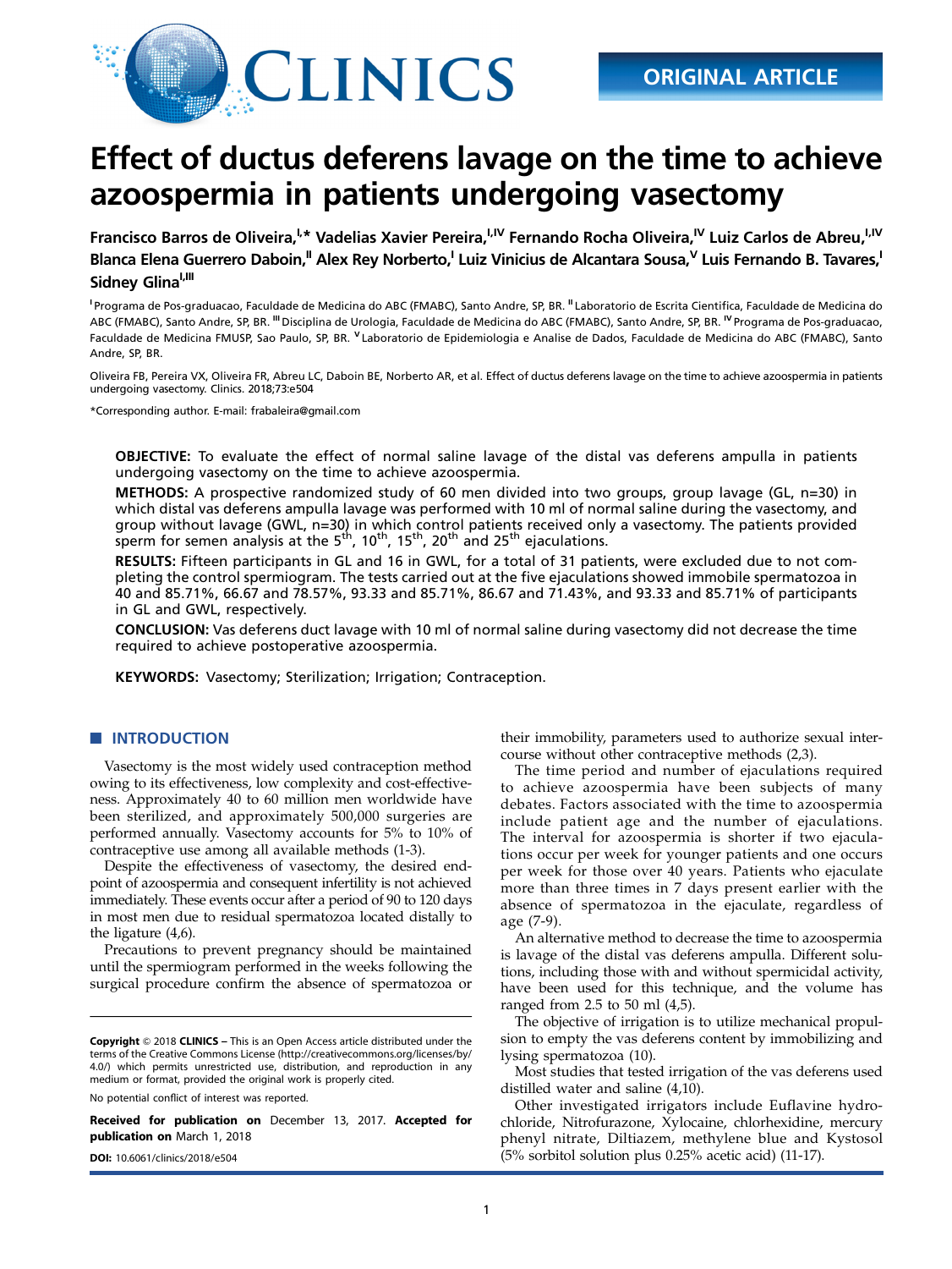# Effect of ductus deferens lavage on the time to achieve azoospermia in patients undergoing vasectomy

**Francisco Barros de Oliveira,[I,*] Vadelias Xavier Pereira,[I,IV] Fernando Rocha Oliveira,[IV] Luiz Carlos de Abreu,[I,IV] Blanca Elena Guerrero Daboin,[II] Alex Rey Norberto,[I] Luiz Vinicius de Alcantara Sousa,[V] Luis Fernando B. Tavares,[I] Sidney Glina[I,III]**

[I] Programa de Pos-graduacao, Faculdade de Medicina do ABC (FMABC), Santo Andre, SP, BR. [II] Laboratorio de Escrita Cientifica, Faculdade de Medicina do ABC (FMABC), Santo Andre, SP, BR. [III] Disciplina de Urologia, Faculdade de Medicina do ABC (FMABC), Santo Andre, SP, BR. [IV] Programa de Pos-graduacao, Faculdade de Medicina FMUSP, Sao Paulo, SP, BR. [V] Laboratorio de Epidemiologia e Analise de Dados, Faculdade de Medicina do ABC (FMABC), Santo Andre, SP, BR.

Oliveira FB, Pereira VX, Oliveira FR, Abreu LC, Daboin BE, Norberto AR, et al. Effect of ductus deferens lavage on the time to achieve azoospermia in patients undergoing vasectomy. Clinics. 2018;73:e504

*Corresponding author. E-mail: frabaleira@gmail.com

**OBJECTIVE:** To evaluate the effect of normal saline lavage of the distal vas deferens ampulla in patients undergoing vasectomy on the time to achieve azoospermia.

**METHODS:** A prospective randomized study of 60 men divided into two groups, group lavage (GL, n=30) in which distal vas deferens ampulla lavage was performed with 10 ml of normal saline during the vasectomy, and group without lavage (GWL, n=30) in which control patients received only a vasectomy. The patients provided sperm for semen analysis at the 5th, 10th, 15th, 20th and 25th ejaculations.

**RESULTS:** Fifteen participants in GL and 16 in GWL, for a total of 31 patients, were excluded due to not completing the control spermiogram. The tests carried out at the five ejaculations showed immobile spermatozoa in 40 and 85.71%, 66.67 and 78.57%, 93.33 and 85.71%, 86.67 and 71.43%, and 93.33 and 85.71% of participants in GL and GWL, respectively.

**CONCLUSION:** Vas deferens duct lavage with 10 ml of normal saline during vasectomy did not decrease the time required to achieve postoperative azoospermia.

**KEYWORDS:** Vasectomy; Sterilization; Irrigation; Contraception.

## INTRODUCTION

Vasectomy is the most widely used contraception method owing to its effectiveness, low complexity and cost-effectiveness. Approximately 40 to 60 million men worldwide have been sterilized, and approximately 500,000 surgeries are performed annually. Vasectomy accounts for 5% to 10% of contraceptive use among all available methods (1-3).

Despite the effectiveness of vasectomy, the desired endpoint of azoospermia and consequent infertility is not achieved immediately. These events occur after a period of 90 to 120 days in most men due to residual spermatozoa located distally to the ligature (4,6).

Precautions to prevent pregnancy should be maintained until the spermiogram performed in the weeks following the surgical procedure confirm the absence of spermatozoa or their immobility, parameters used to authorize sexual intercourse without other contraceptive methods (2,3).

The time period and number of ejaculations required to achieve azoospermia have been subjects of many debates. Factors associated with the time to azoospermia include patient age and the number of ejaculations. The interval for azoospermia is shorter if two ejaculations occur per week for younger patients and one occurs per week for those over 40 years. Patients who ejaculate more than three times in 7 days present earlier with the absence of spermatozoa in the ejaculate, regardless of age (7-9).

An alternative method to decrease the time to azoospermia is lavage of the distal vas deferens ampulla. Different solutions, including those with and without spermicidal activity, have been used for this technique, and the volume has ranged from 2.5 to 50 ml (4,5).

The objective of irrigation is to utilize mechanical propulsion to empty the vas deferens content by immobilizing and lysing spermatozoa (10).

Most studies that tested irrigation of the vas deferens used distilled water and saline (4,10).

Other investigated irrigators include Euflavine hydrochloride, Nitrofurazone, Xylocaine, chlorhexidine, mercury phenyl nitrate, Diltiazem, methylene blue and Kystosol (5% sorbitol solution plus 0.25% acetic acid) (11-17).

---

**Copyright** © 2018 **CLINICS** – This is an Open Access article distributed under the terms of the Creative Commons License (http://creativecommons.org/licenses/by/4.0/) which permits unrestricted use, distribution, and reproduction in any medium or format, provided the original work is properly cited.

No potential conflict of interest was reported.

**Received for publication on** December 13, 2017. **Accepted for publication on** March 1, 2018

**DOI:** 10.6061/clinics/2018/e504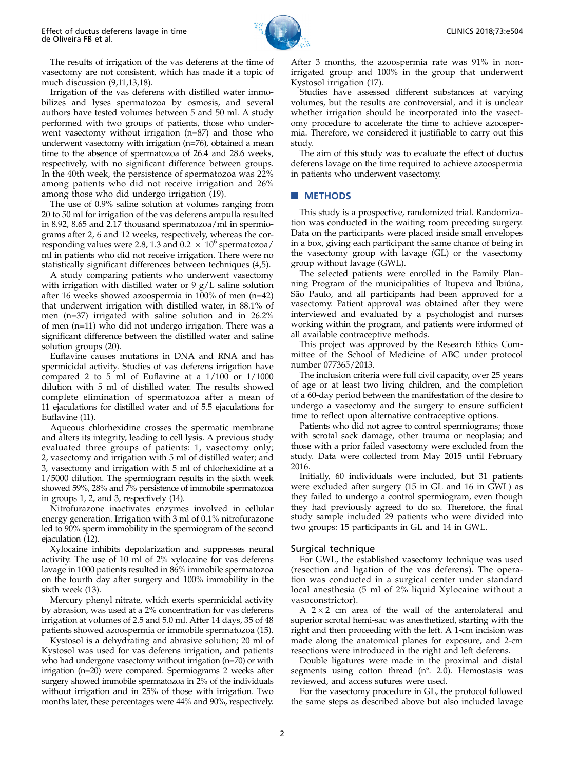The results of irrigation of the vas deferens at the time of vasectomy are not consistent, which has made it a topic of much discussion (9,11,13,18).

Irrigation of the vas deferens with distilled water immobilizes and lyses spermatozoa by osmosis, and several authors have tested volumes between 5 and 50 ml. A study performed with two groups of patients, those who underwent vasectomy without irrigation (n=87) and those who underwent vasectomy with irrigation (n=76), obtained a mean time to the absence of spermatozoa of 26.4 and 28.6 weeks, respectively, with no significant difference between groups. In the 40th week, the persistence of spermatozoa was 22% among patients who did not receive irrigation and 26% among those who did undergo irrigation (19).

The use of 0.9% saline solution at volumes ranging from 20 to 50 ml for irrigation of the vas deferens ampulla resulted in 8.92, 8.65 and 2.17 thousand spermatozoa/ml in spermiograms after 2, 6 and 12 weeks, respectively, whereas the corresponding values were 2.8, 1.3 and 0.2 $\times$ $10^6$ spermatozoa/ml in patients who did not receive irrigation. There were no statistically significant differences between techniques (4,5).

A study comparing patients who underwent vasectomy with irrigation with distilled water or 9 g/L saline solution after 16 weeks showed azoospermia in 100% of men (n=42) that underwent irrigation with distilled water, in 88.1% of men (n=37) irrigated with saline solution and in 26.2% of men (n=11) who did not undergo irrigation. There was a significant difference between the distilled water and saline solution groups (20).

Euflavine causes mutations in DNA and RNA and has spermicidal activity. Studies of vas deferens irrigation have compared 2 to 5 ml of Euflavine at a 1/100 or 1/1000 dilution with 5 ml of distilled water. The results showed complete elimination of spermatozoa after a mean of 11 ejaculations for distilled water and of 5.5 ejaculations for Euflavine (11).

Aqueous chlorhexidine crosses the spermatic membrane and alters its integrity, leading to cell lysis. A previous study evaluated three groups of patients: 1, vasectomy only; 2, vasectomy and irrigation with 5 ml of distilled water; and 3, vasectomy and irrigation with 5 ml of chlorhexidine at a 1/5000 dilution. The spermiogram results in the sixth week showed 59%, 28% and 7% persistence of immobile spermatozoa in groups 1, 2, and 3, respectively (14).

Nitrofurazone inactivates enzymes involved in cellular energy generation. Irrigation with 3 ml of 0.1% nitrofurazone led to 90% sperm immobility in the spermiogram of the second ejaculation (12).

Xylocaine inhibits depolarization and suppresses neural activity. The use of 10 ml of 2% xylocaine for vas deferens lavage in 1000 patients resulted in 86% immobile spermatozoa on the fourth day after surgery and 100% immobility in the sixth week (13).

Mercury phenyl nitrate, which exerts spermicidal activity by abrasion, was used at a 2% concentration for vas deferens irrigation at volumes of 2.5 and 5.0 ml. After 14 days, 35 of 48 patients showed azoospermia or immobile spermatozoa (15).

Kystosol is a dehydrating and abrasive solution; 20 ml of Kystosol was used for vas deferens irrigation, and patients who had undergone vasectomy without irrigation (n=70) or with irrigation (n=20) were compared. Spermiograms 2 weeks after surgery showed immobile spermatozoa in 2% of the individuals without irrigation and in 25% of those with irrigation. Two months later, these percentages were 44% and 90%, respectively. After 3 months, the azoospermia rate was 91% in non-irrigated group and 100% in the group that underwent Kystosol irrigation (17).

Studies have assessed different substances at varying volumes, but the results are controversial, and it is unclear whether irrigation should be incorporated into the vasectomy procedure to accelerate the time to achieve azoospermia. Therefore, we considered it justifiable to carry out this study.

The aim of this study was to evaluate the effect of ductus deferens lavage on the time required to achieve azoospermia in patients who underwent vasectomy.

## METHODS

This study is a prospective, randomized trial. Randomization was conducted in the waiting room preceding surgery. Data on the participants were placed inside small envelopes in a box, giving each participant the same chance of being in the vasectomy group with lavage (GL) or the vasectomy group without lavage (GWL).

The selected patients were enrolled in the Family Planning Program of the municipalities of Itupeva and Ibiúna, São Paulo, and all participants had been approved for a vasectomy. Patient approval was obtained after they were interviewed and evaluated by a psychologist and nurses working within the program, and patients were informed of all available contraceptive methods.

This project was approved by the Research Ethics Committee of the School of Medicine of ABC under protocol number 077365/2013.

The inclusion criteria were full civil capacity, over 25 years of age or at least two living children, and the completion of a 60-day period between the manifestation of the desire to undergo a vasectomy and the surgery to ensure sufficient time to reflect upon alternative contraceptive options.

Patients who did not agree to control spermiograms; those with scrotal sack damage, other trauma or neoplasia; and those with a prior failed vasectomy were excluded from the study. Data were collected from May 2015 until February 2016.

Initially, 60 individuals were included, but 31 patients were excluded after surgery (15 in GL and 16 in GWL) as they failed to undergo a control spermiogram, even though they had previously agreed to do so. Therefore, the final study sample included 29 patients who were divided into two groups: 15 participants in GL and 14 in GWL.

### Surgical technique

For GWL, the established vasectomy technique was used (resection and ligation of the vas deferens). The operation was conducted in a surgical center under standard local anesthesia (5 ml of 2% liquid Xylocaine without a vasoconstrictor).

A $2 \times 2$ cm area of the wall of the anterolateral and superior scrotal hemi-sac was anesthetized, starting with the right and then proceeding with the left. A 1-cm incision was made along the anatomical planes for exposure, and 2-cm resections were introduced in the right and left deferens.

Double ligatures were made in the proximal and distal segments using cotton thread (nº. 2.0). Hemostasis was reviewed, and access sutures were used.

For the vasectomy procedure in GL, the protocol followed the same steps as described above but also included lavage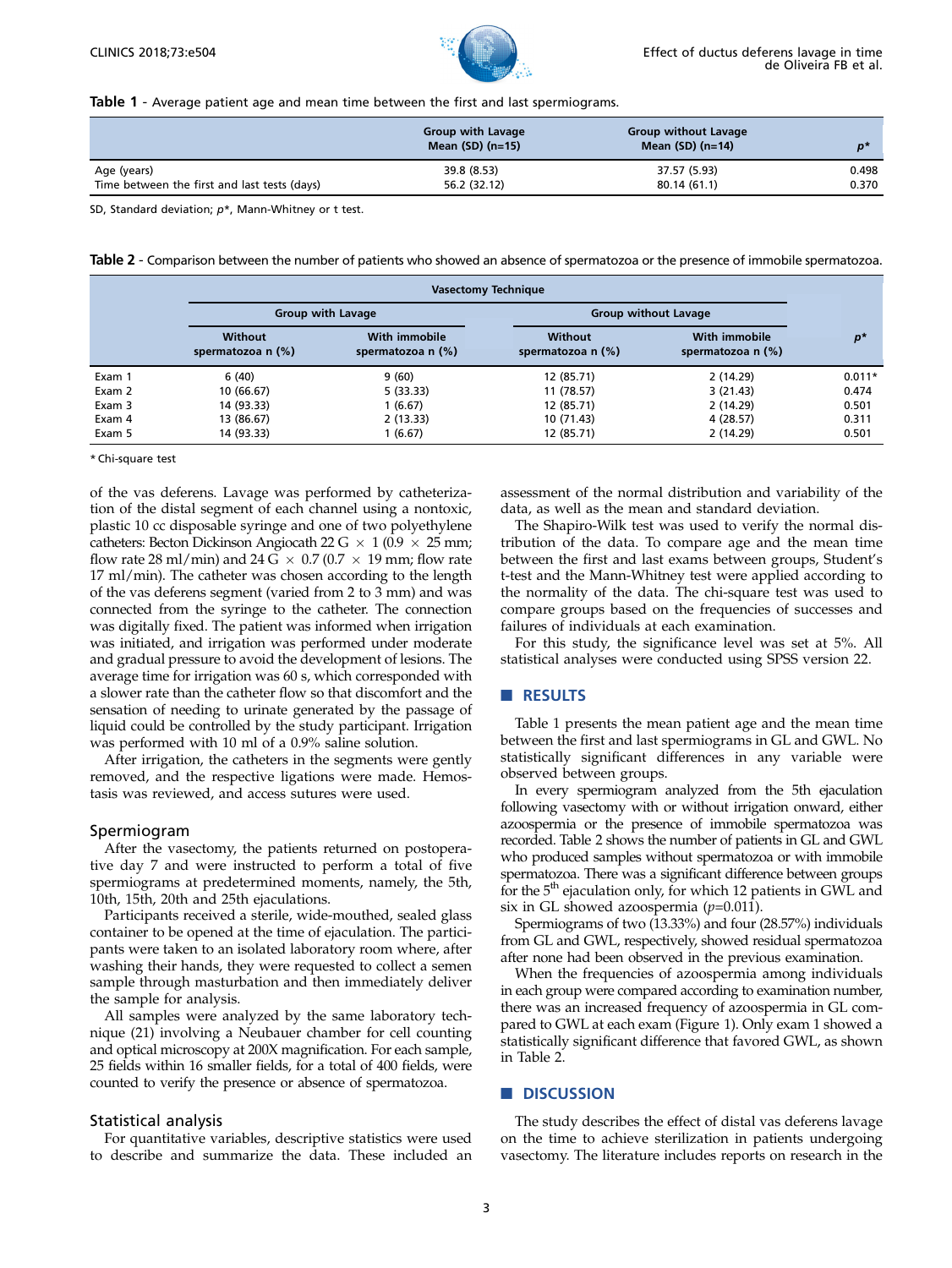**Table 1** - Average patient age and mean time between the first and last spermiograms.

| | Group with Lavage Mean (SD) (n=15) | Group without Lavage Mean (SD) (n=14) | $p$* |
|---|---|---|---|
| Age (years) | 39.8 (8.53) | 37.57 (5.93) | 0.498 |
| Time between the first and last tests (days) | 56.2 (32.12) | 80.14 (61.1) | 0.370 |

SD, Standard deviation; $p$*, Mann-Whitney or t test.

**Table 2** - Comparison between the number of patients who showed an absence of spermatozoa or the presence of immobile spermatozoa.

| | Vasectomy Technique | | | | $p$* |
|---|---|---|---|---|---|
| | Group with Lavage | | Group without Lavage | | |
| | Without spermatozoa n (%) | With immobile spermatozoa n (%) | Without spermatozoa n (%) | With immobile spermatozoa n (%) | |
| Exam 1 | 6 (40) | 9 (60) | 12 (85.71) | 2 (14.29) | 0.011* |
| Exam 2 | 10 (66.67) | 5 (33.33) | 11 (78.57) | 3 (21.43) | 0.474 |
| Exam 3 | 14 (93.33) | 1 (6.67) | 12 (85.71) | 2 (14.29) | 0.501 |
| Exam 4 | 13 (86.67) | 2 (13.33) | 10 (71.43) | 4 (28.57) | 0.311 |
| Exam 5 | 14 (93.33) | 1 (6.67) | 12 (85.71) | 2 (14.29) | 0.501 |

* Chi-square test

of the vas deferens. Lavage was performed by catheterization of the distal segment of each channel using a nontoxic, plastic 10 cc disposable syringe and one of two polyethylene catheters: Becton Dickinson Angiocath 22 G $\times$ 1 (0.9 $\times$ 25 mm; flow rate 28 ml/min) and 24 G $\times$ 0.7 (0.7 $\times$ 19 mm; flow rate 17 ml/min). The catheter was chosen according to the length of the vas deferens segment (varied from 2 to 3 mm) and was connected from the syringe to the catheter. The connection was digitally fixed. The patient was informed when irrigation was initiated, and irrigation was performed under moderate and gradual pressure to avoid the development of lesions. The average time for irrigation was 60 s, which corresponded with a slower rate than the catheter flow so that discomfort and the sensation of needing to urinate generated by the passage of liquid could be controlled by the study participant. Irrigation was performed with 10 ml of a 0.9% saline solution.

After irrigation, the catheters in the segments were gently removed, and the respective ligations were made. Hemostasis was reviewed, and access sutures were used.

### Spermiogram

After the vasectomy, the patients returned on postoperative day 7 and were instructed to perform a total of five spermiograms at predetermined moments, namely, the 5th, 10th, 15th, 20th and 25th ejaculations.

Participants received a sterile, wide-mouthed, sealed glass container to be opened at the time of ejaculation. The participants were taken to an isolated laboratory room where, after washing their hands, they were requested to collect a semen sample through masturbation and then immediately deliver the sample for analysis.

All samples were analyzed by the same laboratory technique (21) involving a Neubauer chamber for cell counting and optical microscopy at 200X magnification. For each sample, 25 fields within 16 smaller fields, for a total of 400 fields, were counted to verify the presence or absence of spermatozoa.

### Statistical analysis

For quantitative variables, descriptive statistics were used to describe and summarize the data. These included an assessment of the normal distribution and variability of the data, as well as the mean and standard deviation.

The Shapiro-Wilk test was used to verify the normal distribution of the data. To compare age and the mean time between the first and last exams between groups, Student's t-test and the Mann-Whitney test were applied according to the normality of the data. The chi-square test was used to compare groups based on the frequencies of successes and failures of individuals at each examination.

For this study, the significance level was set at 5%. All statistical analyses were conducted using SPSS version 22.

## RESULTS

Table 1 presents the mean patient age and the mean time between the first and last spermiograms in GL and GWL. No statistically significant differences in any variable were observed between groups.

In every spermiogram analyzed from the 5th ejaculation following vasectomy with or without irrigation onward, either azoospermia or the presence of immobile spermatozoa was recorded. Table 2 shows the number of patients in GL and GWL who produced samples without spermatozoa or with immobile spermatozoa. There was a significant difference between groups for the 5$^{th}$ ejaculation only, for which 12 patients in GWL and six in GL showed azoospermia ($p$=0.011).

Spermiograms of two (13.33%) and four (28.57%) individuals from GL and GWL, respectively, showed residual spermatozoa after none had been observed in the previous examination.

When the frequencies of azoospermia among individuals in each group were compared according to examination number, there was an increased frequency of azoospermia in GL compared to GWL at each exam (Figure 1). Only exam 1 showed a statistically significant difference that favored GWL, as shown in Table 2.

## DISCUSSION

The study describes the effect of distal vas deferens lavage on the time to achieve sterilization in patients undergoing vasectomy. The literature includes reports on research in the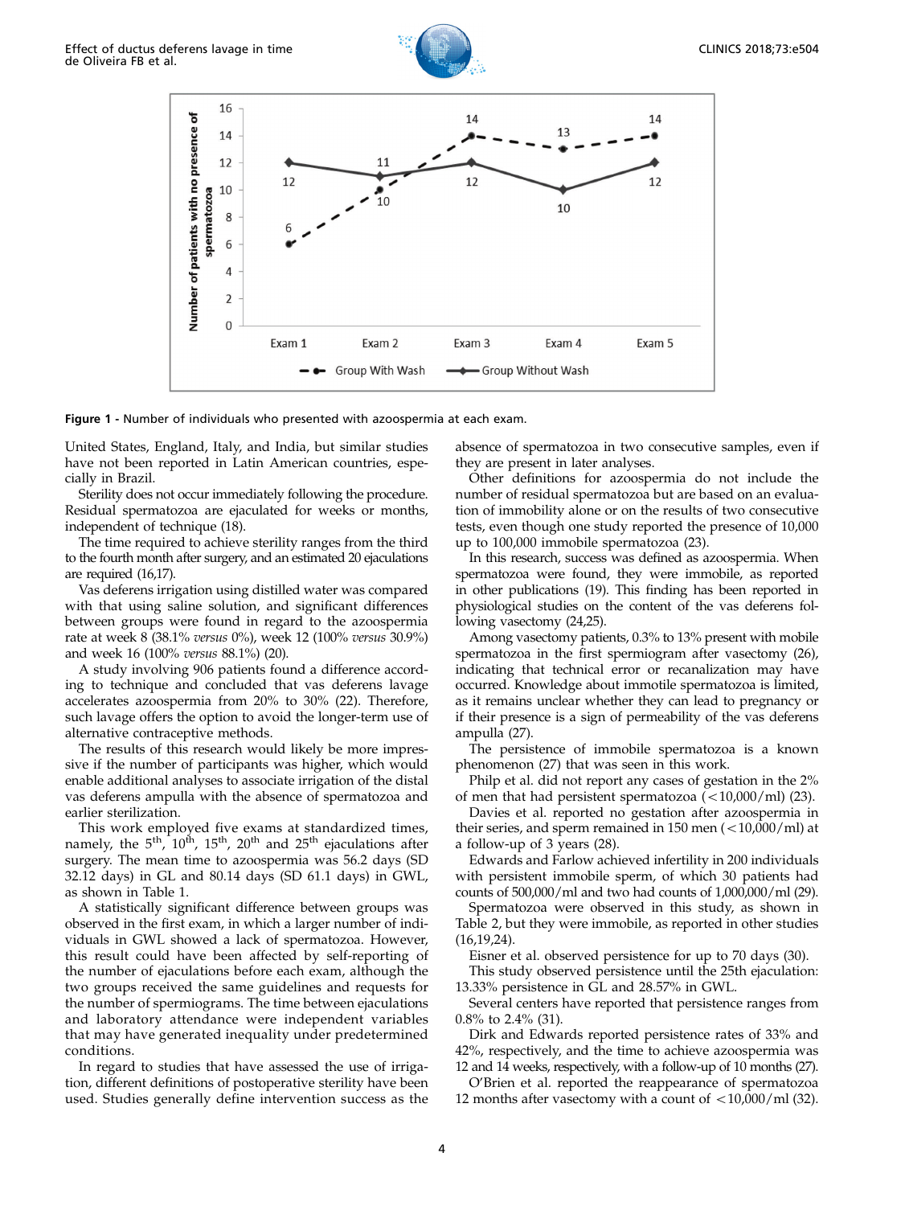**Figure 1** - Number of individuals who presented with azoospermia at each exam.

United States, England, Italy, and India, but similar studies have not been reported in Latin American countries, especially in Brazil.

Sterility does not occur immediately following the procedure. Residual spermatozoa are ejaculated for weeks or months, independent of technique (18).

The time required to achieve sterility ranges from the third to the fourth month after surgery, and an estimated 20 ejaculations are required (16,17).

Vas deferens irrigation using distilled water was compared with that using saline solution, and significant differences between groups were found in regard to the azoospermia rate at week 8 (38.1% *versus* 0%), week 12 (100% *versus* 30.9%) and week 16 (100% *versus* 88.1%) (20).

A study involving 906 patients found a difference according to technique and concluded that vas deferens lavage accelerates azoospermia from 20% to 30% (22). Therefore, such lavage offers the option to avoid the longer-term use of alternative contraceptive methods.

The results of this research would likely be more impressive if the number of participants was higher, which would enable additional analyses to associate irrigation of the distal vas deferens ampulla with the absence of spermatozoa and earlier sterilization.

This work employed five exams at standardized times, namely, the $5^{th}$, $10^{th}$, $15^{th}$, $20^{th}$ and $25^{th}$ ejaculations after surgery. The mean time to azoospermia was 56.2 days (SD 32.12 days) in GL and 80.14 days (SD 61.1 days) in GWL, as shown in Table 1.

A statistically significant difference between groups was observed in the first exam, in which a larger number of individuals in GWL showed a lack of spermatozoa. However, this result could have been affected by self-reporting of the number of ejaculations before each exam, although the two groups received the same guidelines and requests for the number of spermiograms. The time between ejaculations and laboratory attendance were independent variables that may have generated inequality under predetermined conditions.

In regard to studies that have assessed the use of irrigation, different definitions of postoperative sterility have been used. Studies generally define intervention success as the absence of spermatozoa in two consecutive samples, even if they are present in later analyses.

Other definitions for azoospermia do not include the number of residual spermatozoa but are based on an evaluation of immobility alone or on the results of two consecutive tests, even though one study reported the presence of 10,000 up to 100,000 immobile spermatozoa (23).

In this research, success was defined as azoospermia. When spermatozoa were found, they were immobile, as reported in other publications (19). This finding has been reported in physiological studies on the content of the vas deferens following vasectomy (24,25).

Among vasectomy patients, 0.3% to 13% present with mobile spermatozoa in the first spermiogram after vasectomy (26), indicating that technical error or recanalization may have occurred. Knowledge about immotile spermatozoa is limited, as it remains unclear whether they can lead to pregnancy or if their presence is a sign of permeability of the vas deferens ampulla (27).

The persistence of immobile spermatozoa is a known phenomenon (27) that was seen in this work.

Philp et al. did not report any cases of gestation in the 2% of men that had persistent spermatozoa (<10,000/ml) (23).

Davies et al. reported no gestation after azoospermia in their series, and sperm remained in 150 men (<10,000/ml) at a follow-up of 3 years (28).

Edwards and Farlow achieved infertility in 200 individuals with persistent immobile sperm, of which 30 patients had counts of 500,000/ml and two had counts of 1,000,000/ml (29).

Spermatozoa were observed in this study, as shown in Table 2, but they were immobile, as reported in other studies (16,19,24).

Eisner et al. observed persistence for up to 70 days (30).

This study observed persistence until the 25th ejaculation: 13.33% persistence in GL and 28.57% in GWL.

Several centers have reported that persistence ranges from 0.8% to 2.4% (31).

Dirk and Edwards reported persistence rates of 33% and 42%, respectively, and the time to achieve azoospermia was 12 and 14 weeks, respectively, with a follow-up of 10 months (27).

O'Brien et al. reported the reappearance of spermatozoa 12 months after vasectomy with a count of <10,000/ml (32).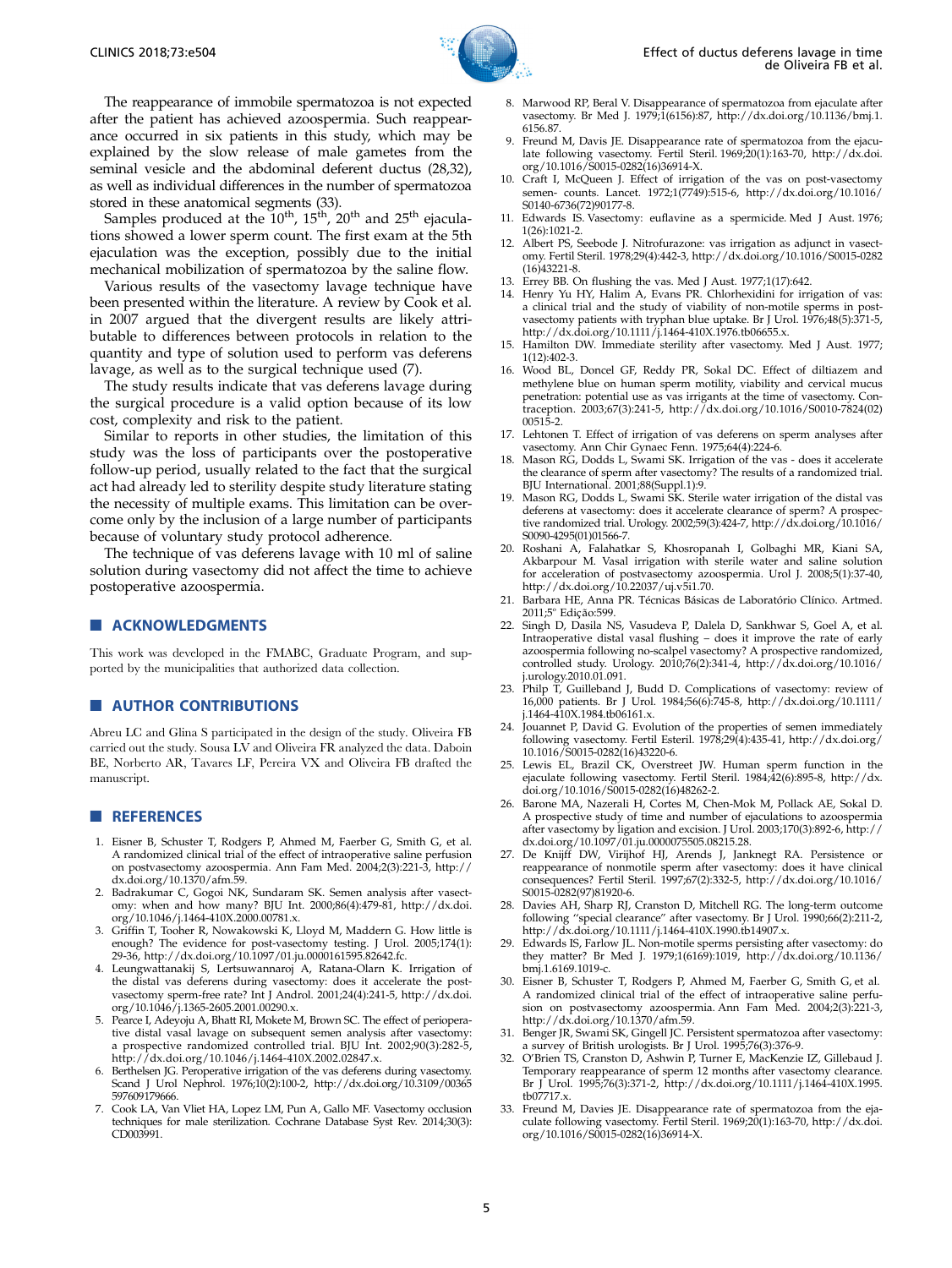The reappearance of immobile spermatozoa is not expected after the patient has achieved azoospermia. Such reappearance occurred in six patients in this study, which may be explained by the slow release of male gametes from the seminal vesicle and the abdominal deferent ductus (28,32), as well as individual differences in the number of spermatozoa stored in these anatomical segments (33).

Samples produced at the 10th, 15th, 20th and 25th ejaculations showed a lower sperm count. The first exam at the 5th ejaculation was the exception, possibly due to the initial mechanical mobilization of spermatozoa by the saline flow.

Various results of the vasectomy lavage technique have been presented within the literature. A review by Cook et al. in 2007 argued that the divergent results are likely attributable to differences between protocols in relation to the quantity and type of solution used to perform vas deferens lavage, as well as to the surgical technique used (7).

The study results indicate that vas deferens lavage during the surgical procedure is a valid option because of its low cost, complexity and risk to the patient.

Similar to reports in other studies, the limitation of this study was the loss of participants over the postoperative follow-up period, usually related to the fact that the surgical act had already led to sterility despite study literature stating the necessity of multiple exams. This limitation can be overcome only by the inclusion of a large number of participants because of voluntary study protocol adherence.

The technique of vas deferens lavage with 10 ml of saline solution during vasectomy did not affect the time to achieve postoperative azoospermia.

## ACKNOWLEDGMENTS

This work was developed in the FMABC, Graduate Program, and supported by the municipalities that authorized data collection.

## AUTHOR CONTRIBUTIONS

Abreu LC and Glina S participated in the design of the study. Oliveira FB carried out the study. Sousa LV and Oliveira FR analyzed the data. Daboin BE, Norberto AR, Tavares LF, Pereira VX and Oliveira FB drafted the manuscript.

## REFERENCES

1. Eisner B, Schuster T, Rodgers P, Ahmed M, Faerber G, Smith G, et al. A randomized clinical trial of the effect of intraoperative saline perfusion on postvasectomy azoospermia. Ann Fam Med. 2004;2(3):221-3, http://dx.doi.org/10.1370/afm.59.
2. Badrakumar C, Gogoi NK, Sundaram SK. Semen analysis after vasectomy: when and how many? BJU Int. 2000;86(4):479-81, http://dx.doi.org/10.1046/j.1464-410X.2000.00781.x.
3. Griffin T, Tooher R, Nowakowski K, Lloyd M, Maddern G. How little is enough? The evidence for post-vasectomy testing. J Urol. 2005;174(1): 29-36, http://dx.doi.org/10.1097/01.ju.0000161595.82642.fc.
4. Leungwattanakij S, Lertsuwannaroj A, Ratana-Olarn K. Irrigation of the distal vas deferens during vasectomy: does it accelerate the post-vasectomy sperm-free rate? Int J Androl. 2001;24(4):241-5, http://dx.doi.org/10.1046/j.1365-2605.2001.00290.x.
5. Pearce I, Adeyoju A, Bhatt RI, Mokete M, Brown SC. The effect of perioperative distal vasal lavage on subsequent semen analysis after vasectomy: a prospective randomized controlled trial. BJU Int. 2002;90(3):282-5, http://dx.doi.org/10.1046/j.1464-410X.2002.02847.x.
6. Berthelsen JG. Peroperative irrigation of the vas deferens during vasectomy. Scand J Urol Nephrol. 1976;10(2):100-2, http://dx.doi.org/10.3109/00365597609179666.
7. Cook LA, Van Vliet HA, Lopez LM, Pun A, Gallo MF. Vasectomy occlusion techniques for male sterilization. Cochrane Database Syst Rev. 2014;30(3): CD003991.
8. Marwood RP, Beral V. Disappearance of spermatozoa from ejaculate after vasectomy. Br Med J. 1979;1(6156):87, http://dx.doi.org/10.1136/bmj.1.6156.87.
9. Freund M, Davis JE. Disappearance rate of spermatozoa from the ejaculate following vasectomy. Fertil Steril. 1969;20(1):163-70, http://dx.doi.org/10.1016/S0015-0282(16)36914-X.
10. Craft I, McQueen J. Effect of irrigation of the vas on post-vasectomy semen- counts. Lancet. 1972;1(7749):515-6, http://dx.doi.org/10.1016/S0140-6736(72)90177-8.
11. Edwards IS. Vasectomy: euflavine as a spermicide. Med J Aust. 1976; 1(26):1021-2.
12. Albert PS, Seebode J. Nitrofurazone: vas irrigation as adjunct in vasectomy. Fertil Steril. 1978;29(4):442-3, http://dx.doi.org/10.1016/S0015-0282(16)43221-8.
13. Errey BB. On flushing the vas. Med J Aust. 1977;1(17):642.
14. Henry Yu HY, Halim A, Evans PR. Chlorhexidini for irrigation of vas: a clinical trial and the study of viability of non-motile sperms in post-vasectomy patients with tryphan blue uptake. Br J Urol. 1976;48(5):371-5, http://dx.doi.org/10.1111/j.1464-410X.1976.tb06655.x.
15. Hamilton DW. Immediate sterility after vasectomy. Med J Aust. 1977; 1(12):402-3.
16. Wood BL, Doncel GF, Reddy PR, Sokal DC. Effect of diltiazem and methylene blue on human sperm motility, viability and cervical mucus penetration: potential use as vas irrigants at the time of vasectomy. Contraception. 2003;67(3):241-5, http://dx.doi.org/10.1016/S0010-7824(02)00515-2.
17. Lehtonen T. Effect of irrigation of vas deferens on sperm analyses after vasectomy. Ann Chir Gynaec Fenn. 1975;64(4):224-6.
18. Mason RG, Dodds L, Swami SK. Irrigation of the vas - does it accelerate the clearance of sperm after vasectomy? The results of a randomized trial. BJU International. 2001;88(Suppl.1):9.
19. Mason RG, Dodds L, Swami SK. Sterile water irrigation of the distal vas deferens at vasectomy: does it accelerate clearance of sperm? A prospective randomized trial. Urology. 2002;59(3):424-7, http://dx.doi.org/10.1016/S0090-4295(01)01566-7.
20. Roshani A, Falahatkar S, Khosropanah I, Golbaghi MR, Kiani SA, Akbarpour M. Vasal irrigation with sterile water and saline solution for acceleration of postvasectomy azoospermia. Urol J. 2008;5(1):37-40, http://dx.doi.org/10.22037/uj.v5i1.70.
21. Barbara HE, Anna PR. Técnicas Básicas de Laboratório Clínico. Artmed. 2011;5° Edição:599.
22. Singh D, Dasila NS, Vasudeva P, Dalela D, Sankhwar S, Goel A, et al. Intraoperative distal vasal flushing – does it improve the rate of early azoospermia following no-scalpel vasectomy? A prospective randomized, controlled study. Urology. 2010;76(2):341-4, http://dx.doi.org/10.1016/j.urology.2010.01.091.
23. Philp T, Guilleband J, Budd D. Complications of vasectomy: review of 16,000 patients. Br J Urol. 1984;56(6):745-8, http://dx.doi.org/10.1111/j.1464-410X.1984.tb06161.x.
24. Jouannet P, David G. Evolution of the properties of semen immediately following vasectomy. Fertil Esteril. 1978;29(4):435-41, http://dx.doi.org/10.1016/S0015-0282(16)43220-6.
25. Lewis EL, Brazil CK, Overstreet JW. Human sperm function in the ejaculate following vasectomy. Fertil Steril. 1984;42(6):895-8, http://dx.doi.org/10.1016/S0015-0282(16)48262-2.
26. Barone MA, Nazerali H, Cortes M, Chen-Mok M, Pollack AE, Sokal D. A prospective study of time and number of ejaculations to azoospermia after vasectomy by ligation and excision. J Urol. 2003;170(3):892-6, http://dx.doi.org/10.1097/01.ju.0000075505.08215.28.
27. De Knijff DW, Virijhof HJ, Arends J, Janknegt RA. Persistence or reappearance of nonmotile sperm after vasectomy: does it have clinical consequences? Fertil Steril. 1997;67(2):332-5, http://dx.doi.org/10.1016/S0015-0282(97)81920-6.
28. Davies AH, Sharp RJ, Cranston D, Mitchell RG. The long-term outcome following "special clearance" after vasectomy. Br J Urol. 1990;66(2):211-2, http://dx.doi.org/10.1111/j.1464-410X.1990.tb14907.x.
29. Edwards IS, Farlow JL. Non-motile sperms persisting after vasectomy: do they matter? Br Med J. 1979;1(6169):1019, http://dx.doi.org/10.1136/bmj.1.6169.1019-c.
30. Eisner B, Schuster T, Rodgers P, Ahmed M, Faerber G, Smith G, et al. A randomized clinical trial of the effect of intraoperative saline perfusion on postvasectomy azoospermia. Ann Fam Med. 2004;2(3):221-3, http://dx.doi.org/10.1370/afm.59.
31. Benger JR, Swami SK, Gingell JC. Persistent spermatozoa after vasectomy: a survey of British urologists. Br J Urol. 1995;76(3):376-9.
32. O'Brien TS, Cranston D, Ashwin P, Turner E, MacKenzie IZ, Gillebaud J. Temporary reappearance of sperm 12 months after vasectomy clearance. Br J Urol. 1995;76(3):371-2, http://dx.doi.org/10.1111/j.1464-410X.1995.tb07717.x.
33. Freund M, Davies JE. Disappearance rate of spermatozoa from the ejaculate following vasectomy. Fertil Steril. 1969;20(1):163-70, http://dx.doi.org/10.1016/S0015-0282(16)36914-X.